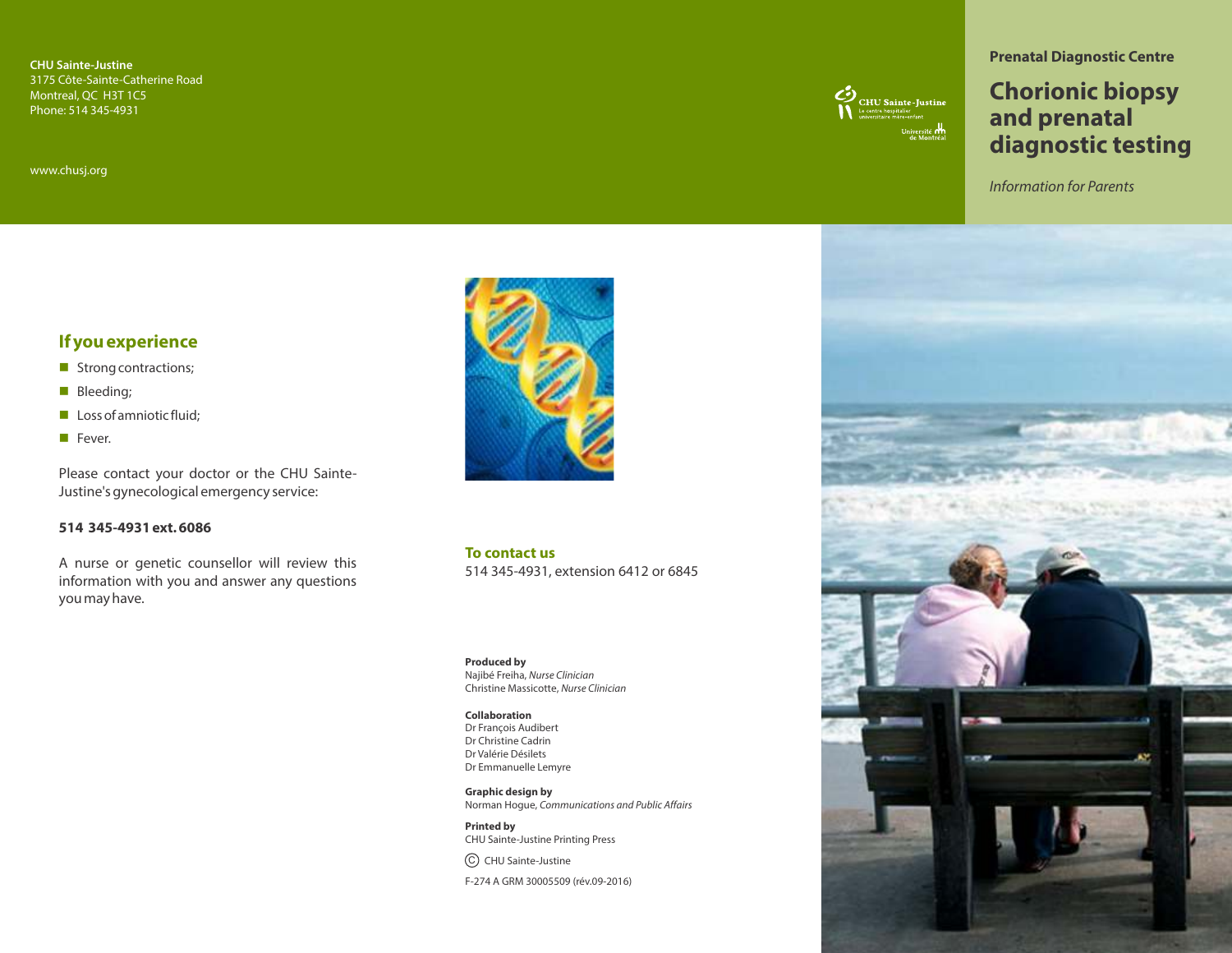**CHU Sainte-Justine**
3175 Côte-Sainte-Catherine Road
Montreal, QC H3T 1C5
Phone: 514 345-4931

www.chusj.org

**Prenatal Diagnostic Centre**

# Chorionic biopsy and prenatal diagnostic testing

*Information for Parents*

## If you experience

- Strong contractions;
- Bleeding;
- Loss of amniotic fluid;
- Fever.

Please contact your doctor or the CHU Sainte-Justine's gynecological emergency service:

**514 345-4931 ext. 6086**

A nurse or genetic counsellor will review this information with you and answer any questions you may have.

## To contact us

514 345-4931, extension 6412 or 6845

**Produced by**
Najibé Freiha, *Nurse Clinician*
Christine Massicotte, *Nurse Clinician*

**Collaboration**
Dr François Audibert
Dr Christine Cadrin
Dr Valérie Désilets
Dr Emmanuelle Lemyre

**Graphic design by**
Norman Hogue, *Communications and Public Affairs*

**Printed by**
CHU Sainte-Justine Printing Press

© CHU Sainte-Justine

F-274 A GRM 30005509 (rév.09-2016)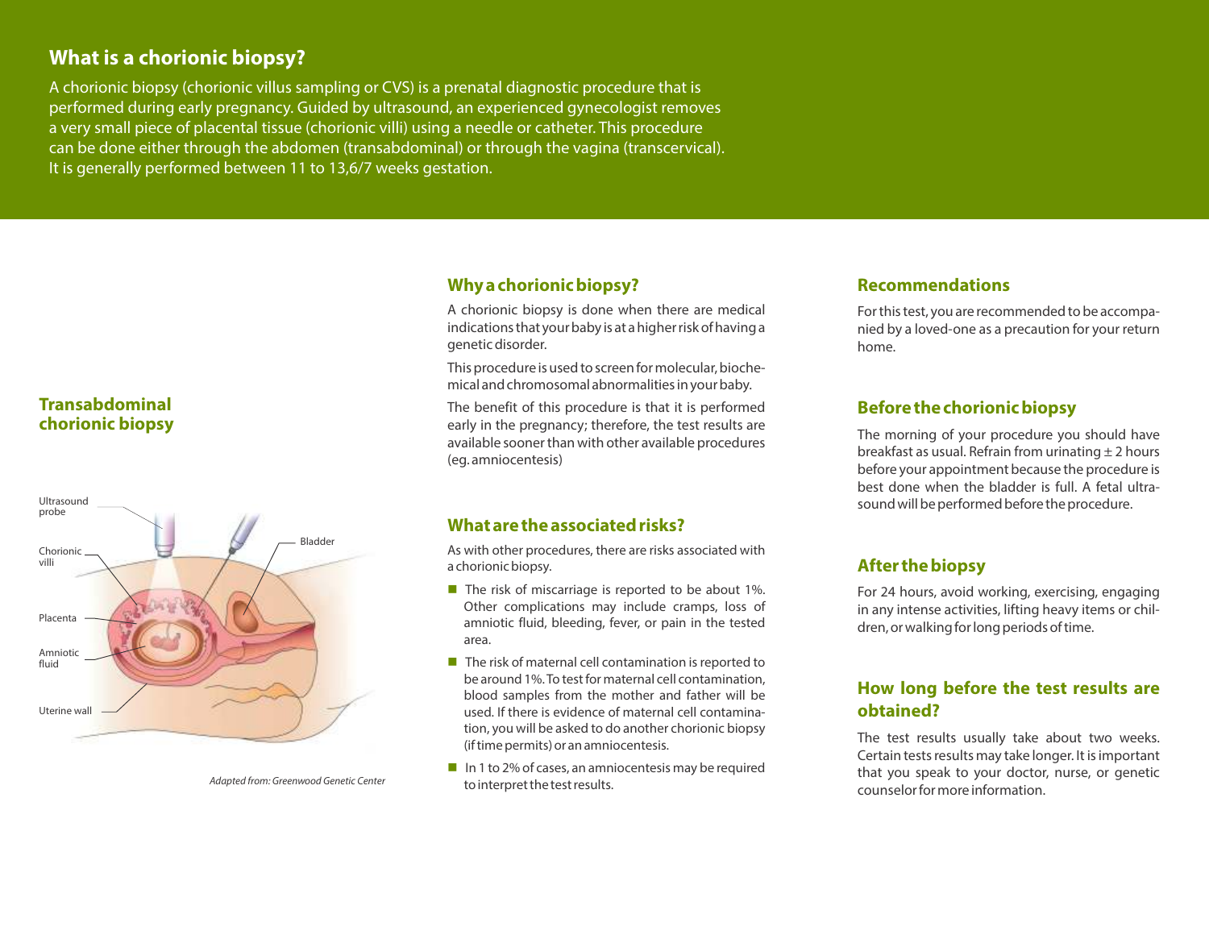## What is a chorionic biopsy?

A chorionic biopsy (chorionic villus sampling or CVS) is a prenatal diagnostic procedure that is performed during early pregnancy. Guided by ultrasound, an experienced gynecologist removes a very small piece of placental tissue (chorionic villi) using a needle or catheter. This procedure can be done either through the abdomen (transabdominal) or through the vagina (transcervical). It is generally performed between 11 to 13,6/7 weeks gestation.

### Transabdominal chorionic biopsy

Ultrasound probe

Chorionic villi

Placenta

Amniotic fluid

Uterine wall

Bladder

*Adapted from: Greenwood Genetic Center*

### Why a chorionic biopsy?

A chorionic biopsy is done when there are medical indications that your baby is at a higher risk of having a genetic disorder.

This procedure is used to screen for molecular, biochemical and chromosomal abnormalities in your baby.

The benefit of this procedure is that it is performed early in the pregnancy; therefore, the test results are available sooner than with other available procedures (eg. amniocentesis)

### What are the associated risks?

As with other procedures, there are risks associated with a chorionic biopsy.

- The risk of miscarriage is reported to be about 1%. Other complications may include cramps, loss of amniotic fluid, bleeding, fever, or pain in the tested area.
- The risk of maternal cell contamination is reported to be around 1%. To test for maternal cell contamination, blood samples from the mother and father will be used. If there is evidence of maternal cell contamination, you will be asked to do another chorionic biopsy (if time permits) or an amniocentesis.
- In 1 to 2% of cases, an amniocentesis may be required to interpret the test results.

### Recommendations

For this test, you are recommended to be accompanied by a loved-one as a precaution for your return home.

### Before the chorionic biopsy

The morning of your procedure you should have breakfast as usual. Refrain from urinating ± 2 hours before your appointment because the procedure is best done when the bladder is full. A fetal ultrasound will be performed before the procedure.

### After the biopsy

For 24 hours, avoid working, exercising, engaging in any intense activities, lifting heavy items or children, or walking for long periods of time.

### How long before the test results are obtained?

The test results usually take about two weeks. Certain tests results may take longer. It is important that you speak to your doctor, nurse, or genetic counselor for more information.